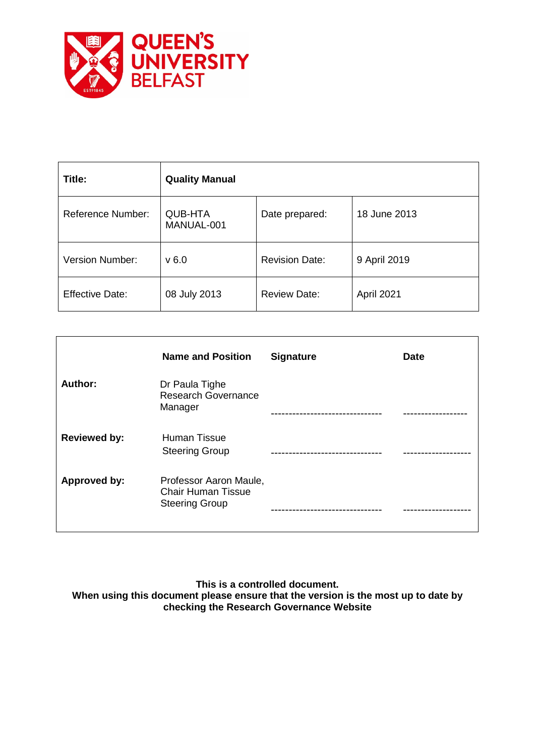QUEEN'S UNIVERSITY BELFAST

| **Title:** | **Quality Manual** | | |
|---|---|---|---|
| Reference Number: | QUB-HTA MANUAL-001 | Date prepared: | 18 June 2013 |
| Version Number: | v 6.0 | Revision Date: | 9 April 2019 |
| Effective Date: | 08 July 2013 | Review Date: | April 2021 |

| | **Name and Position** | **Signature** | **Date** |
|---|---|---|---|
| **Author:** | Dr Paula Tighe Research Governance Manager | ------------------------------- | ------------------ |
| **Reviewed by:** | Human Tissue Steering Group | ------------------------------- | ------------------- |
| **Approved by:** | Professor Aaron Maule, Chair Human Tissue Steering Group | ------------------------------- | ------------------- |

**This is a controlled document.**
**When using this document please ensure that the version is the most up to date by checking the Research Governance Website**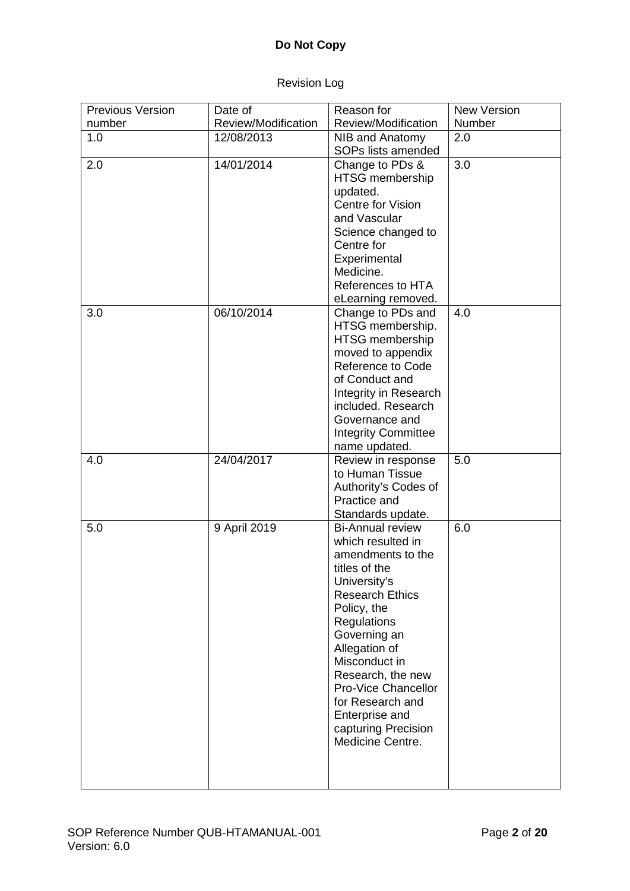**Do Not Copy**

Revision Log

| Previous Version number | Date of Review/Modification | Reason for Review/Modification | New Version Number |
|---|---|---|---|
| 1.0 | 12/08/2013 | NIB and Anatomy SOPs lists amended | 2.0 |
| 2.0 | 14/01/2014 | Change to PDs & HTSG membership updated. Centre for Vision and Vascular Science changed to Centre for Experimental Medicine. References to HTA eLearning removed. | 3.0 |
| 3.0 | 06/10/2014 | Change to PDs and HTSG membership. HTSG membership moved to appendix Reference to Code of Conduct and Integrity in Research included. Research Governance and Integrity Committee name updated. | 4.0 |
| 4.0 | 24/04/2017 | Review in response to Human Tissue Authority's Codes of Practice and Standards update. | 5.0 |
| 5.0 | 9 April 2019 | Bi-Annual review which resulted in amendments to the titles of the University's Research Ethics Policy, the Regulations Governing an Allegation of Misconduct in Research, the new Pro-Vice Chancellor for Research and Enterprise and capturing Precision Medicine Centre. | 6.0 |

SOP Reference Number QUB-HTAMANUAL-001
Version: 6.0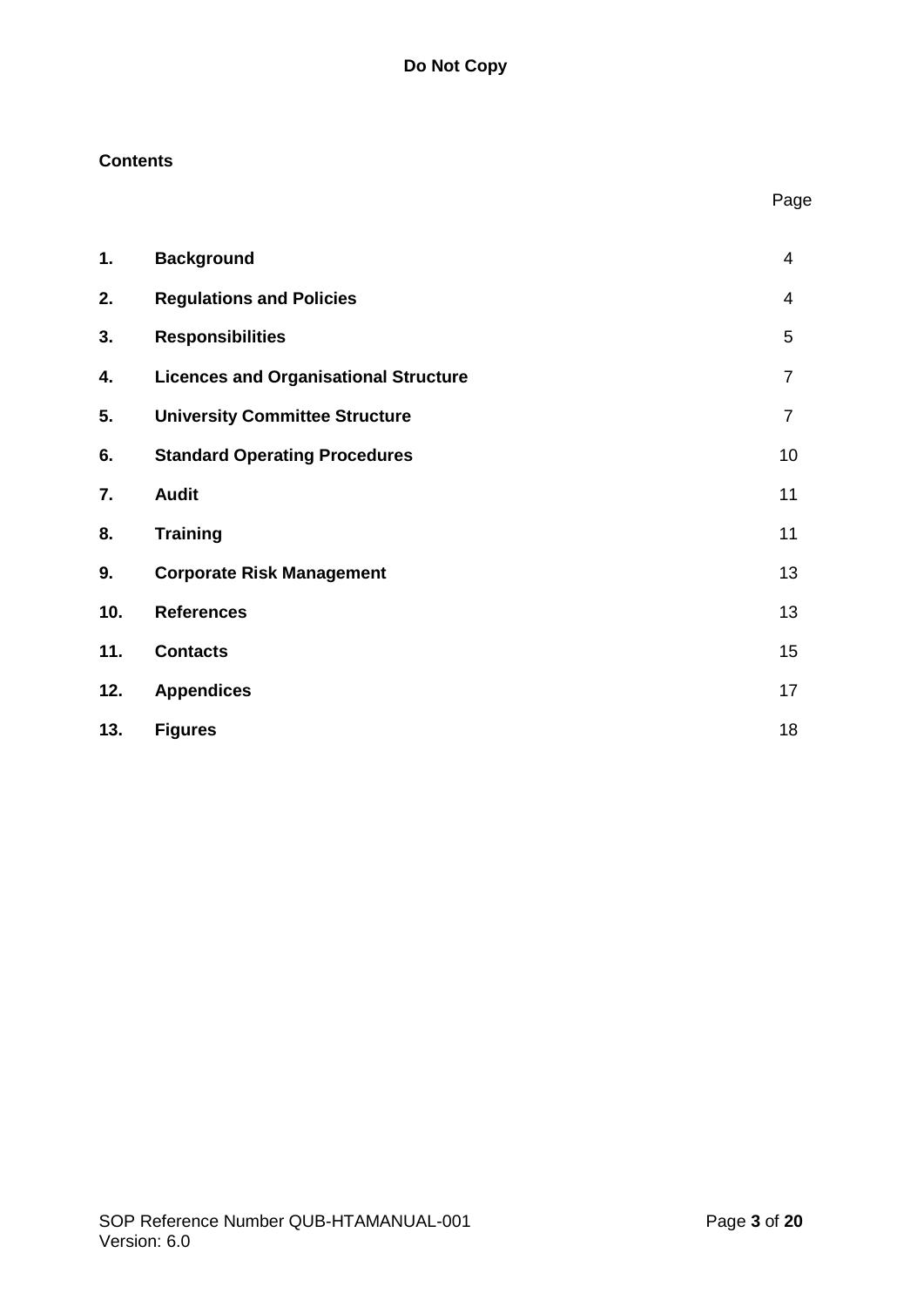**Contents**

| | | Page |
|---|---|---|
| **1.** | **Background** | 4 |
| **2.** | **Regulations and Policies** | 4 |
| **3.** | **Responsibilities** | 5 |
| **4.** | **Licences and Organisational Structure** | 7 |
| **5.** | **University Committee Structure** | 7 |
| **6.** | **Standard Operating Procedures** | 10 |
| **7.** | **Audit** | 11 |
| **8.** | **Training** | 11 |
| **9.** | **Corporate Risk Management** | 13 |
| **10.** | **References** | 13 |
| **11.** | **Contacts** | 15 |
| **12.** | **Appendices** | 17 |
| **13.** | **Figures** | 18 |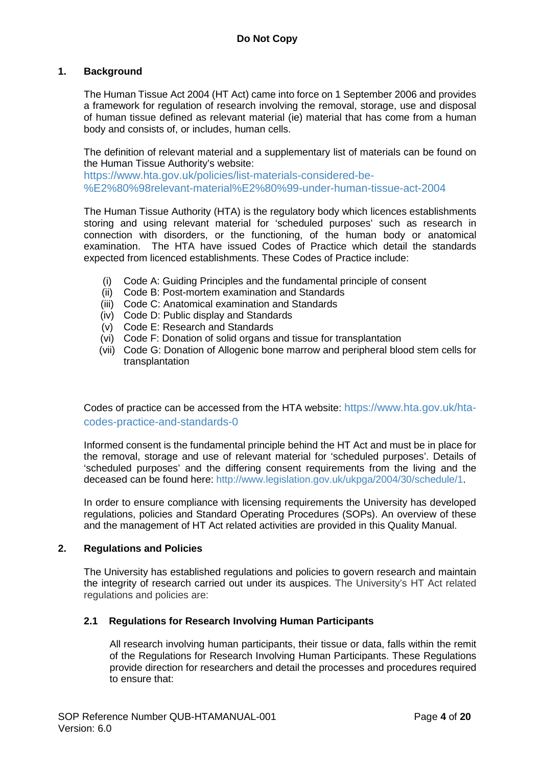**Do Not Copy**

## 1. Background

The Human Tissue Act 2004 (HT Act) came into force on 1 September 2006 and provides a framework for regulation of research involving the removal, storage, use and disposal of human tissue defined as relevant material (ie) material that has come from a human body and consists of, or includes, human cells.

The definition of relevant material and a supplementary list of materials can be found on the Human Tissue Authority's website: https://www.hta.gov.uk/policies/list-materials-considered-be-%E2%80%98relevant-material%E2%80%99-under-human-tissue-act-2004

The Human Tissue Authority (HTA) is the regulatory body which licences establishments storing and using relevant material for 'scheduled purposes' such as research in connection with disorders, or the functioning, of the human body or anatomical examination. The HTA have issued Codes of Practice which detail the standards expected from licenced establishments. These Codes of Practice include:

- (i) Code A: Guiding Principles and the fundamental principle of consent
- (ii) Code B: Post-mortem examination and Standards
- (iii) Code C: Anatomical examination and Standards
- (iv) Code D: Public display and Standards
- (v) Code E: Research and Standards
- (vi) Code F: Donation of solid organs and tissue for transplantation
- (vii) Code G: Donation of Allogenic bone marrow and peripheral blood stem cells for transplantation

Codes of practice can be accessed from the HTA website: https://www.hta.gov.uk/hta-codes-practice-and-standards-0

Informed consent is the fundamental principle behind the HT Act and must be in place for the removal, storage and use of relevant material for 'scheduled purposes'. Details of 'scheduled purposes' and the differing consent requirements from the living and the deceased can be found here: http://www.legislation.gov.uk/ukpga/2004/30/schedule/1.

In order to ensure compliance with licensing requirements the University has developed regulations, policies and Standard Operating Procedures (SOPs). An overview of these and the management of HT Act related activities are provided in this Quality Manual.

## 2. Regulations and Policies

The University has established regulations and policies to govern research and maintain the integrity of research carried out under its auspices. The University's HT Act related regulations and policies are:

### 2.1 Regulations for Research Involving Human Participants

All research involving human participants, their tissue or data, falls within the remit of the Regulations for Research Involving Human Participants. These Regulations provide direction for researchers and detail the processes and procedures required to ensure that: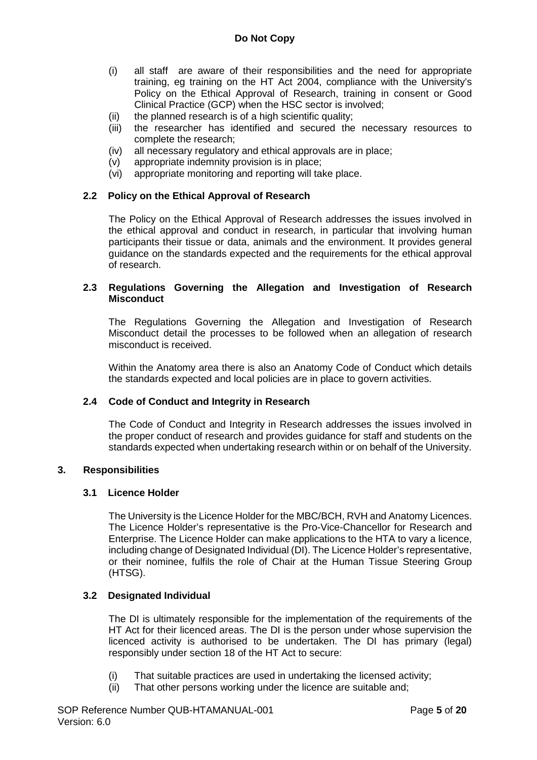(i) all staff are aware of their responsibilities and the need for appropriate training, eg training on the HT Act 2004, compliance with the University's Policy on the Ethical Approval of Research, training in consent or Good Clinical Practice (GCP) when the HSC sector is involved;
(ii) the planned research is of a high scientific quality;
(iii) the researcher has identified and secured the necessary resources to complete the research;
(iv) all necessary regulatory and ethical approvals are in place;
(v) appropriate indemnity provision is in place;
(vi) appropriate monitoring and reporting will take place.

### 2.2 Policy on the Ethical Approval of Research

The Policy on the Ethical Approval of Research addresses the issues involved in the ethical approval and conduct in research, in particular that involving human participants their tissue or data, animals and the environment. It provides general guidance on the standards expected and the requirements for the ethical approval of research.

### 2.3 Regulations Governing the Allegation and Investigation of Research Misconduct

The Regulations Governing the Allegation and Investigation of Research Misconduct detail the processes to be followed when an allegation of research misconduct is received.

Within the Anatomy area there is also an Anatomy Code of Conduct which details the standards expected and local policies are in place to govern activities.

### 2.4 Code of Conduct and Integrity in Research

The Code of Conduct and Integrity in Research addresses the issues involved in the proper conduct of research and provides guidance for staff and students on the standards expected when undertaking research within or on behalf of the University.

## 3. Responsibilities

### 3.1 Licence Holder

The University is the Licence Holder for the MBC/BCH, RVH and Anatomy Licences. The Licence Holder's representative is the Pro-Vice-Chancellor for Research and Enterprise. The Licence Holder can make applications to the HTA to vary a licence, including change of Designated Individual (DI). The Licence Holder's representative, or their nominee, fulfils the role of Chair at the Human Tissue Steering Group (HTSG).

### 3.2 Designated Individual

The DI is ultimately responsible for the implementation of the requirements of the HT Act for their licenced areas. The DI is the person under whose supervision the licenced activity is authorised to be undertaken. The DI has primary (legal) responsibly under section 18 of the HT Act to secure:

(i) That suitable practices are used in undertaking the licensed activity;
(ii) That other persons working under the licence are suitable and;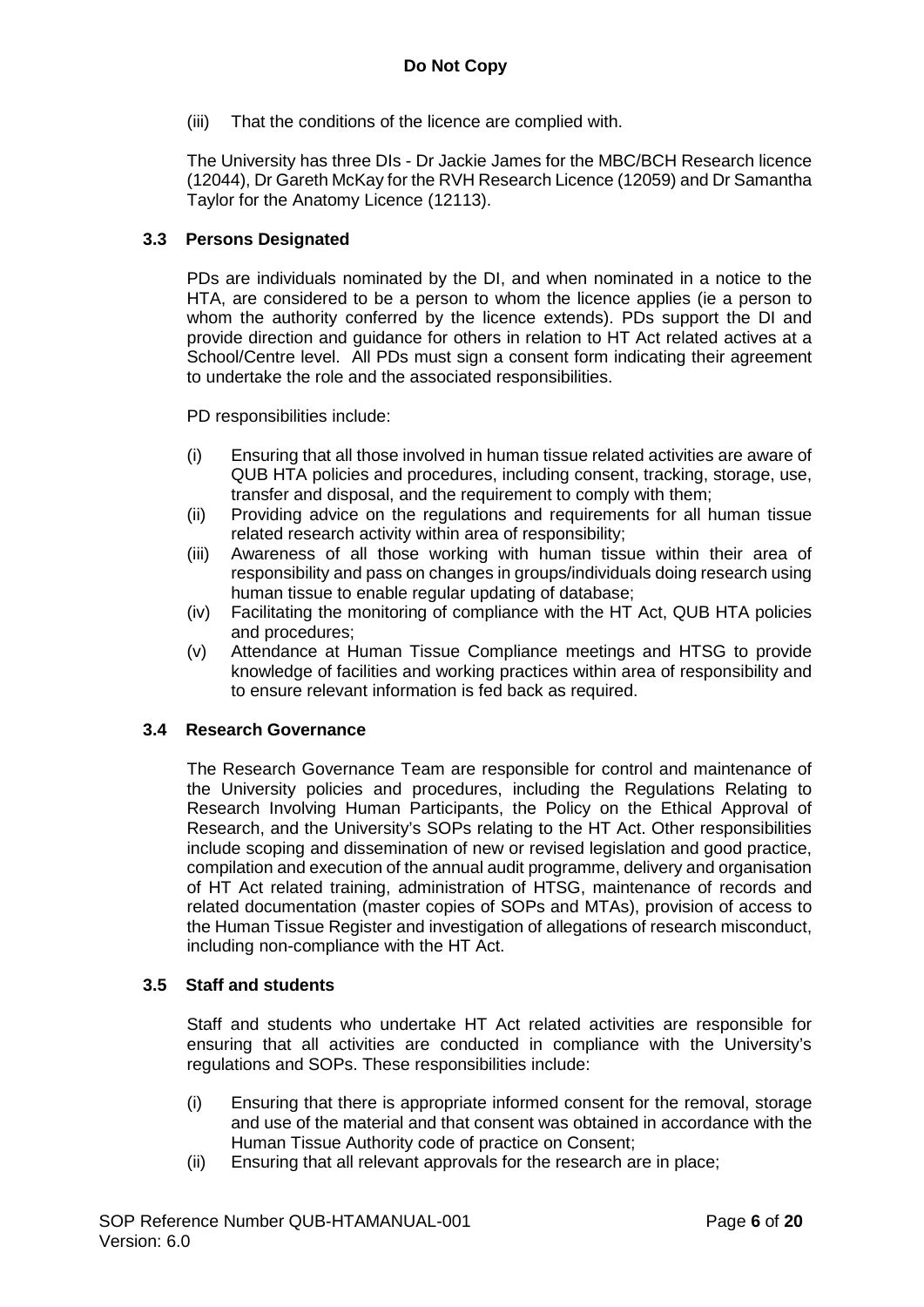(iii) That the conditions of the licence are complied with.

The University has three DIs - Dr Jackie James for the MBC/BCH Research licence (12044), Dr Gareth McKay for the RVH Research Licence (12059) and Dr Samantha Taylor for the Anatomy Licence (12113).

### 3.3 Persons Designated

PDs are individuals nominated by the DI, and when nominated in a notice to the HTA, are considered to be a person to whom the licence applies (ie a person to whom the authority conferred by the licence extends). PDs support the DI and provide direction and guidance for others in relation to HT Act related actives at a School/Centre level. All PDs must sign a consent form indicating their agreement to undertake the role and the associated responsibilities.

PD responsibilities include:

(i) Ensuring that all those involved in human tissue related activities are aware of QUB HTA policies and procedures, including consent, tracking, storage, use, transfer and disposal, and the requirement to comply with them;
(ii) Providing advice on the regulations and requirements for all human tissue related research activity within area of responsibility;
(iii) Awareness of all those working with human tissue within their area of responsibility and pass on changes in groups/individuals doing research using human tissue to enable regular updating of database;
(iv) Facilitating the monitoring of compliance with the HT Act, QUB HTA policies and procedures;
(v) Attendance at Human Tissue Compliance meetings and HTSG to provide knowledge of facilities and working practices within area of responsibility and to ensure relevant information is fed back as required.

### 3.4 Research Governance

The Research Governance Team are responsible for control and maintenance of the University policies and procedures, including the Regulations Relating to Research Involving Human Participants, the Policy on the Ethical Approval of Research, and the University's SOPs relating to the HT Act. Other responsibilities include scoping and dissemination of new or revised legislation and good practice, compilation and execution of the annual audit programme, delivery and organisation of HT Act related training, administration of HTSG, maintenance of records and related documentation (master copies of SOPs and MTAs), provision of access to the Human Tissue Register and investigation of allegations of research misconduct, including non-compliance with the HT Act.

### 3.5 Staff and students

Staff and students who undertake HT Act related activities are responsible for ensuring that all activities are conducted in compliance with the University's regulations and SOPs. These responsibilities include:

(i) Ensuring that there is appropriate informed consent for the removal, storage and use of the material and that consent was obtained in accordance with the Human Tissue Authority code of practice on Consent;
(ii) Ensuring that all relevant approvals for the research are in place;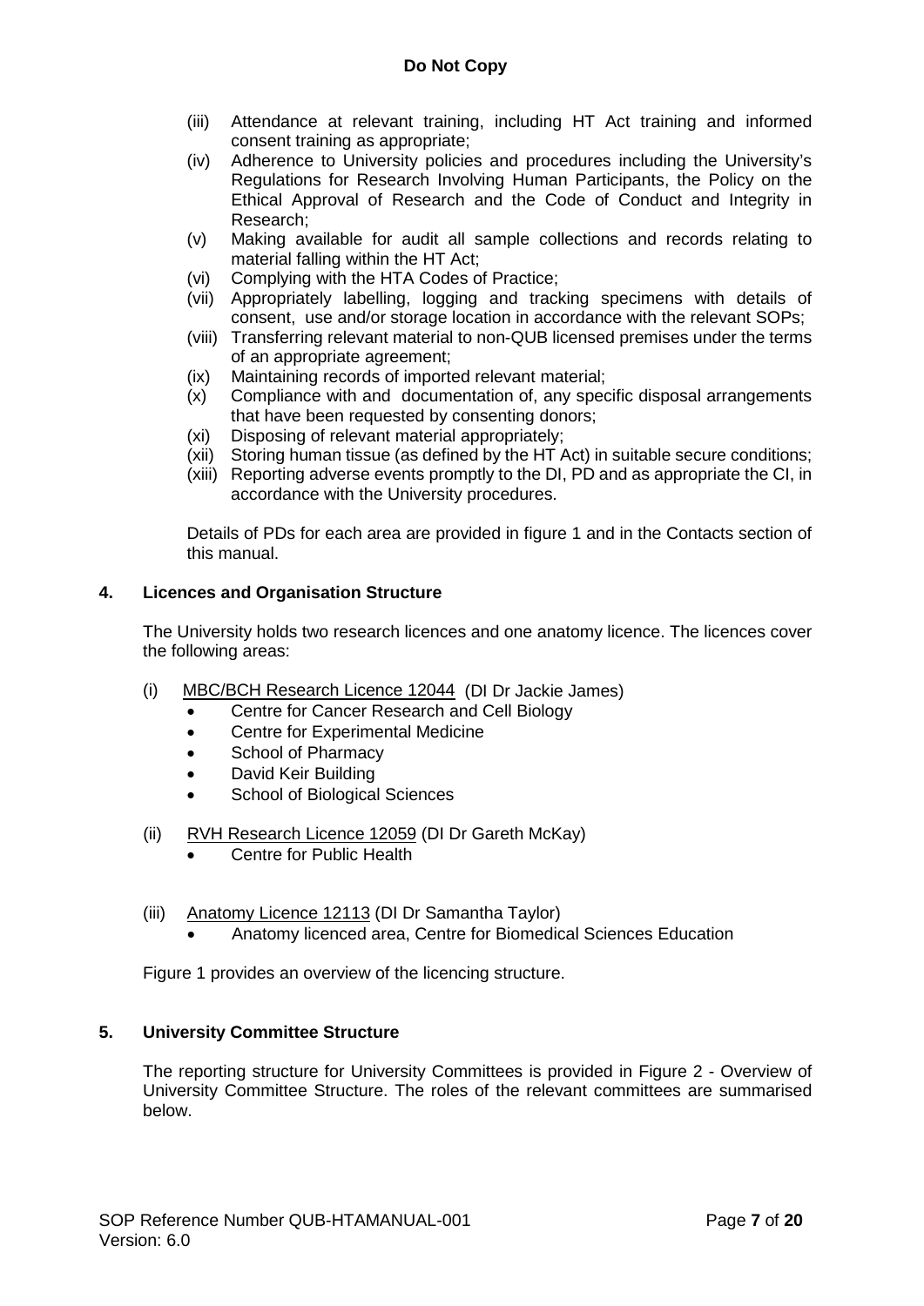(iii) Attendance at relevant training, including HT Act training and informed consent training as appropriate;

(iv) Adherence to University policies and procedures including the University's Regulations for Research Involving Human Participants, the Policy on the Ethical Approval of Research and the Code of Conduct and Integrity in Research;

(v) Making available for audit all sample collections and records relating to material falling within the HT Act;

(vi) Complying with the HTA Codes of Practice;

(vii) Appropriately labelling, logging and tracking specimens with details of consent, use and/or storage location in accordance with the relevant SOPs;

(viii) Transferring relevant material to non-QUB licensed premises under the terms of an appropriate agreement;

(ix) Maintaining records of imported relevant material;

(x) Compliance with and documentation of, any specific disposal arrangements that have been requested by consenting donors;

(xi) Disposing of relevant material appropriately;

(xii) Storing human tissue (as defined by the HT Act) in suitable secure conditions;

(xiii) Reporting adverse events promptly to the DI, PD and as appropriate the CI, in accordance with the University procedures.

Details of PDs for each area are provided in figure 1 and in the Contacts section of this manual.

## 4. Licences and Organisation Structure

The University holds two research licences and one anatomy licence. The licences cover the following areas:

(i) MBC/BCH Research Licence 12044 (DI Dr Jackie James)

- Centre for Cancer Research and Cell Biology
- Centre for Experimental Medicine
- School of Pharmacy
- David Keir Building
- School of Biological Sciences

(ii) RVH Research Licence 12059 (DI Dr Gareth McKay)

- Centre for Public Health

(iii) Anatomy Licence 12113 (DI Dr Samantha Taylor)

- Anatomy licenced area, Centre for Biomedical Sciences Education

Figure 1 provides an overview of the licencing structure.

## 5. University Committee Structure

The reporting structure for University Committees is provided in Figure 2 - Overview of University Committee Structure. The roles of the relevant committees are summarised below.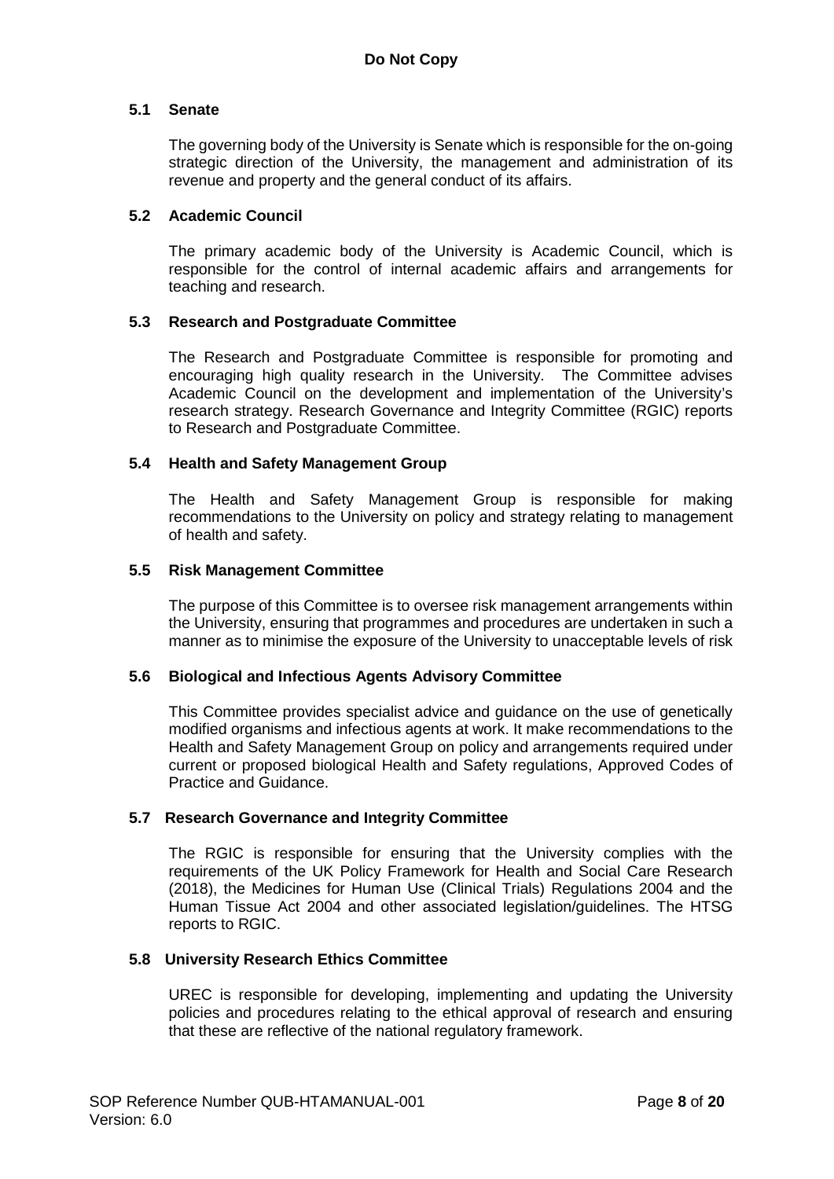### 5.1 Senate

The governing body of the University is Senate which is responsible for the on-going strategic direction of the University, the management and administration of its revenue and property and the general conduct of its affairs.

### 5.2 Academic Council

The primary academic body of the University is Academic Council, which is responsible for the control of internal academic affairs and arrangements for teaching and research.

### 5.3 Research and Postgraduate Committee

The Research and Postgraduate Committee is responsible for promoting and encouraging high quality research in the University. The Committee advises Academic Council on the development and implementation of the University's research strategy. Research Governance and Integrity Committee (RGIC) reports to Research and Postgraduate Committee.

### 5.4 Health and Safety Management Group

The Health and Safety Management Group is responsible for making recommendations to the University on policy and strategy relating to management of health and safety.

### 5.5 Risk Management Committee

The purpose of this Committee is to oversee risk management arrangements within the University, ensuring that programmes and procedures are undertaken in such a manner as to minimise the exposure of the University to unacceptable levels of risk

### 5.6 Biological and Infectious Agents Advisory Committee

This Committee provides specialist advice and guidance on the use of genetically modified organisms and infectious agents at work. It make recommendations to the Health and Safety Management Group on policy and arrangements required under current or proposed biological Health and Safety regulations, Approved Codes of Practice and Guidance.

### 5.7 Research Governance and Integrity Committee

The RGIC is responsible for ensuring that the University complies with the requirements of the UK Policy Framework for Health and Social Care Research (2018), the Medicines for Human Use (Clinical Trials) Regulations 2004 and the Human Tissue Act 2004 and other associated legislation/guidelines. The HTSG reports to RGIC.

### 5.8 University Research Ethics Committee

UREC is responsible for developing, implementing and updating the University policies and procedures relating to the ethical approval of research and ensuring that these are reflective of the national regulatory framework.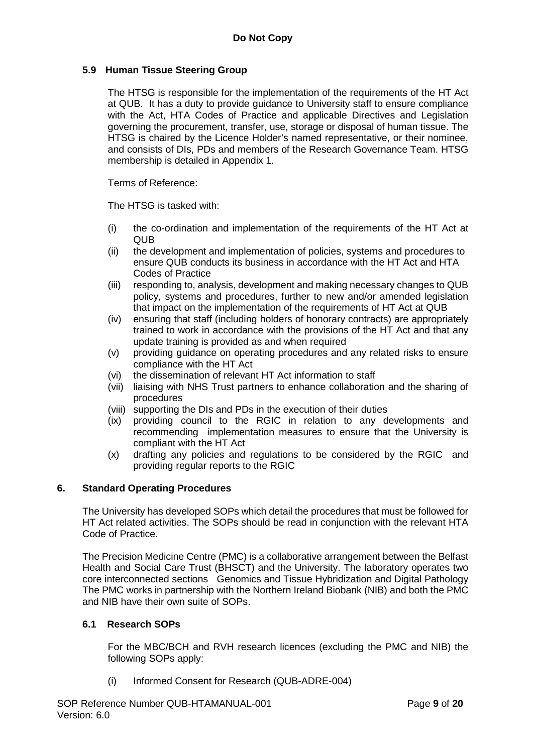### 5.9 Human Tissue Steering Group

The HTSG is responsible for the implementation of the requirements of the HT Act at QUB. It has a duty to provide guidance to University staff to ensure compliance with the Act, HTA Codes of Practice and applicable Directives and Legislation governing the procurement, transfer, use, storage or disposal of human tissue. The HTSG is chaired by the Licence Holder's named representative, or their nominee, and consists of DIs, PDs and members of the Research Governance Team. HTSG membership is detailed in Appendix 1.

Terms of Reference:

The HTSG is tasked with:

(i) the co-ordination and implementation of the requirements of the HT Act at QUB
(ii) the development and implementation of policies, systems and procedures to ensure QUB conducts its business in accordance with the HT Act and HTA Codes of Practice
(iii) responding to, analysis, development and making necessary changes to QUB policy, systems and procedures, further to new and/or amended legislation that impact on the implementation of the requirements of HT Act at QUB
(iv) ensuring that staff (including holders of honorary contracts) are appropriately trained to work in accordance with the provisions of the HT Act and that any update training is provided as and when required
(v) providing guidance on operating procedures and any related risks to ensure compliance with the HT Act
(vi) the dissemination of relevant HT Act information to staff
(vii) liaising with NHS Trust partners to enhance collaboration and the sharing of procedures
(viii) supporting the DIs and PDs in the execution of their duties
(ix) providing council to the RGIC in relation to any developments and recommending implementation measures to ensure that the University is compliant with the HT Act
(x) drafting any policies and regulations to be considered by the RGIC and providing regular reports to the RGIC

## 6. Standard Operating Procedures

The University has developed SOPs which detail the procedures that must be followed for HT Act related activities. The SOPs should be read in conjunction with the relevant HTA Code of Practice.

The Precision Medicine Centre (PMC) is a collaborative arrangement between the Belfast Health and Social Care Trust (BHSCT) and the University. The laboratory operates two core interconnected sections Genomics and Tissue Hybridization and Digital Pathology The PMC works in partnership with the Northern Ireland Biobank (NIB) and both the PMC and NIB have their own suite of SOPs.

### 6.1 Research SOPs

For the MBC/BCH and RVH research licences (excluding the PMC and NIB) the following SOPs apply:

(i) Informed Consent for Research (QUB-ADRE-004)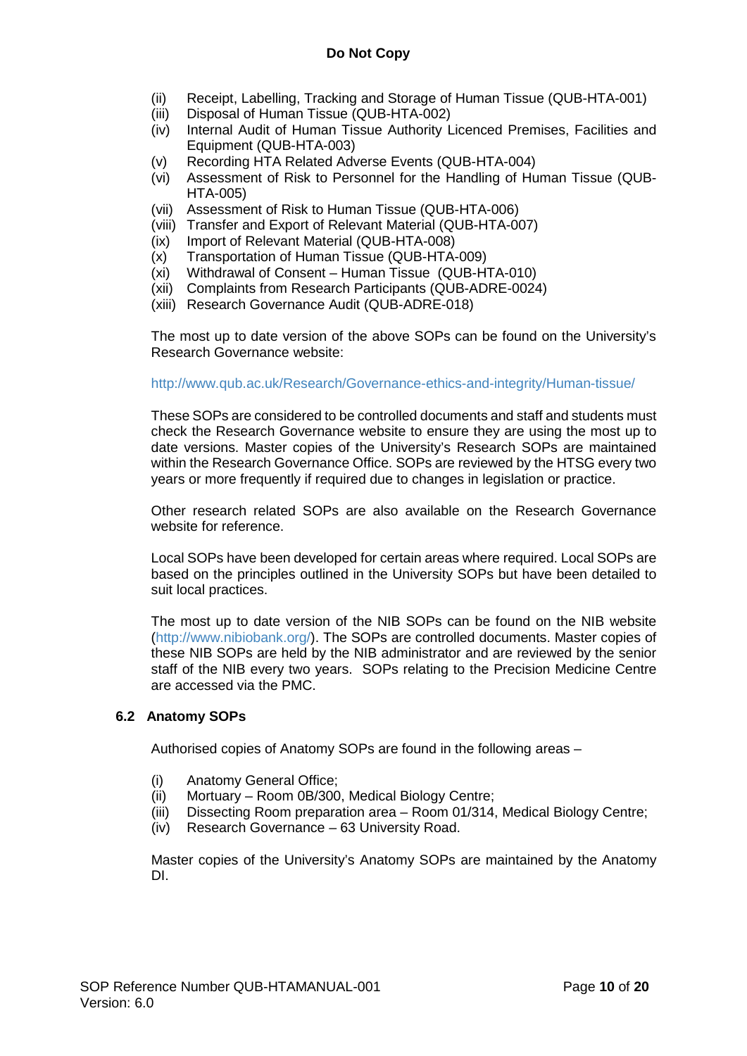(ii) Receipt, Labelling, Tracking and Storage of Human Tissue (QUB-HTA-001)
(iii) Disposal of Human Tissue (QUB-HTA-002)
(iv) Internal Audit of Human Tissue Authority Licenced Premises, Facilities and Equipment (QUB-HTA-003)
(v) Recording HTA Related Adverse Events (QUB-HTA-004)
(vi) Assessment of Risk to Personnel for the Handling of Human Tissue (QUB-HTA-005)
(vii) Assessment of Risk to Human Tissue (QUB-HTA-006)
(viii) Transfer and Export of Relevant Material (QUB-HTA-007)
(ix) Import of Relevant Material (QUB-HTA-008)
(x) Transportation of Human Tissue (QUB-HTA-009)
(xi) Withdrawal of Consent – Human Tissue (QUB-HTA-010)
(xii) Complaints from Research Participants (QUB-ADRE-0024)
(xiii) Research Governance Audit (QUB-ADRE-018)

The most up to date version of the above SOPs can be found on the University's Research Governance website:

http://www.qub.ac.uk/Research/Governance-ethics-and-integrity/Human-tissue/

These SOPs are considered to be controlled documents and staff and students must check the Research Governance website to ensure they are using the most up to date versions. Master copies of the University's Research SOPs are maintained within the Research Governance Office. SOPs are reviewed by the HTSG every two years or more frequently if required due to changes in legislation or practice.

Other research related SOPs are also available on the Research Governance website for reference.

Local SOPs have been developed for certain areas where required. Local SOPs are based on the principles outlined in the University SOPs but have been detailed to suit local practices.

The most up to date version of the NIB SOPs can be found on the NIB website (http://www.nibiobank.org/). The SOPs are controlled documents. Master copies of these NIB SOPs are held by the NIB administrator and are reviewed by the senior staff of the NIB every two years. SOPs relating to the Precision Medicine Centre are accessed via the PMC.

### 6.2 Anatomy SOPs

Authorised copies of Anatomy SOPs are found in the following areas –

(i) Anatomy General Office;
(ii) Mortuary – Room 0B/300, Medical Biology Centre;
(iii) Dissecting Room preparation area – Room 01/314, Medical Biology Centre;
(iv) Research Governance – 63 University Road.

Master copies of the University's Anatomy SOPs are maintained by the Anatomy DI.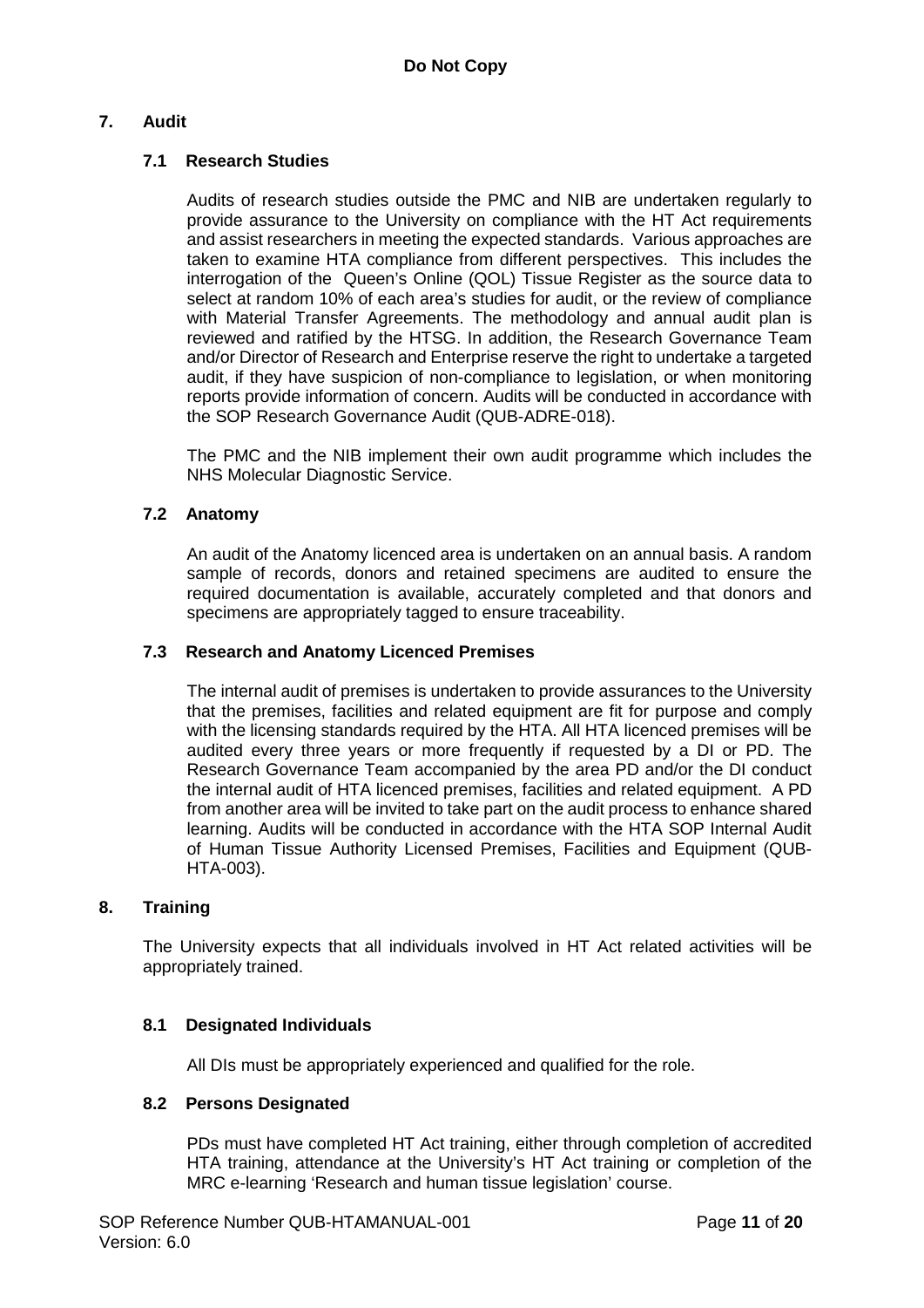## 7. Audit

### 7.1 Research Studies

Audits of research studies outside the PMC and NIB are undertaken regularly to provide assurance to the University on compliance with the HT Act requirements and assist researchers in meeting the expected standards. Various approaches are taken to examine HTA compliance from different perspectives. This includes the interrogation of the Queen's Online (QOL) Tissue Register as the source data to select at random 10% of each area's studies for audit, or the review of compliance with Material Transfer Agreements. The methodology and annual audit plan is reviewed and ratified by the HTSG. In addition, the Research Governance Team and/or Director of Research and Enterprise reserve the right to undertake a targeted audit, if they have suspicion of non-compliance to legislation, or when monitoring reports provide information of concern. Audits will be conducted in accordance with the SOP Research Governance Audit (QUB-ADRE-018).

The PMC and the NIB implement their own audit programme which includes the NHS Molecular Diagnostic Service.

### 7.2 Anatomy

An audit of the Anatomy licenced area is undertaken on an annual basis. A random sample of records, donors and retained specimens are audited to ensure the required documentation is available, accurately completed and that donors and specimens are appropriately tagged to ensure traceability.

### 7.3 Research and Anatomy Licenced Premises

The internal audit of premises is undertaken to provide assurances to the University that the premises, facilities and related equipment are fit for purpose and comply with the licensing standards required by the HTA. All HTA licenced premises will be audited every three years or more frequently if requested by a DI or PD. The Research Governance Team accompanied by the area PD and/or the DI conduct the internal audit of HTA licenced premises, facilities and related equipment. A PD from another area will be invited to take part on the audit process to enhance shared learning. Audits will be conducted in accordance with the HTA SOP Internal Audit of Human Tissue Authority Licensed Premises, Facilities and Equipment (QUB-HTA-003).

## 8. Training

The University expects that all individuals involved in HT Act related activities will be appropriately trained.

### 8.1 Designated Individuals

All DIs must be appropriately experienced and qualified for the role.

### 8.2 Persons Designated

PDs must have completed HT Act training, either through completion of accredited HTA training, attendance at the University's HT Act training or completion of the MRC e-learning 'Research and human tissue legislation' course.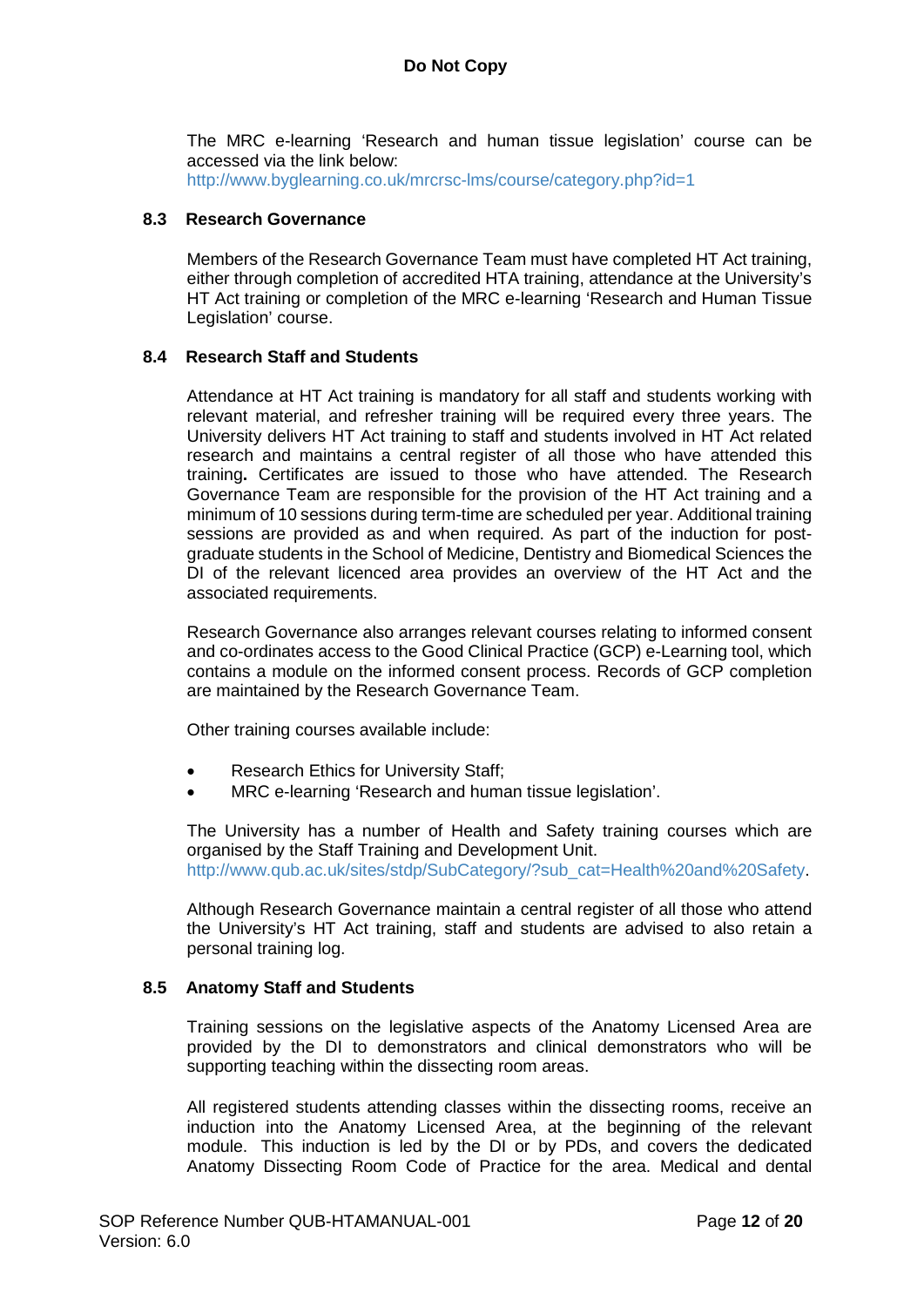The MRC e-learning 'Research and human tissue legislation' course can be accessed via the link below:
http://www.byglearning.co.uk/mrcrsc-lms/course/category.php?id=1

### 8.3 Research Governance

Members of the Research Governance Team must have completed HT Act training, either through completion of accredited HTA training, attendance at the University's HT Act training or completion of the MRC e-learning 'Research and Human Tissue Legislation' course.

### 8.4 Research Staff and Students

Attendance at HT Act training is mandatory for all staff and students working with relevant material, and refresher training will be required every three years. The University delivers HT Act training to staff and students involved in HT Act related research and maintains a central register of all those who have attended this training**.** Certificates are issued to those who have attended. The Research Governance Team are responsible for the provision of the HT Act training and a minimum of 10 sessions during term-time are scheduled per year. Additional training sessions are provided as and when required. As part of the induction for post-graduate students in the School of Medicine, Dentistry and Biomedical Sciences the DI of the relevant licenced area provides an overview of the HT Act and the associated requirements.

Research Governance also arranges relevant courses relating to informed consent and co-ordinates access to the Good Clinical Practice (GCP) e-Learning tool, which contains a module on the informed consent process. Records of GCP completion are maintained by the Research Governance Team.

Other training courses available include:

- Research Ethics for University Staff;
- MRC e-learning 'Research and human tissue legislation'.

The University has a number of Health and Safety training courses which are organised by the Staff Training and Development Unit.
http://www.qub.ac.uk/sites/stdp/SubCategory/?sub_cat=Health%20and%20Safety.

Although Research Governance maintain a central register of all those who attend the University's HT Act training, staff and students are advised to also retain a personal training log.

### 8.5 Anatomy Staff and Students

Training sessions on the legislative aspects of the Anatomy Licensed Area are provided by the DI to demonstrators and clinical demonstrators who will be supporting teaching within the dissecting room areas.

All registered students attending classes within the dissecting rooms, receive an induction into the Anatomy Licensed Area, at the beginning of the relevant module. This induction is led by the DI or by PDs, and covers the dedicated Anatomy Dissecting Room Code of Practice for the area. Medical and dental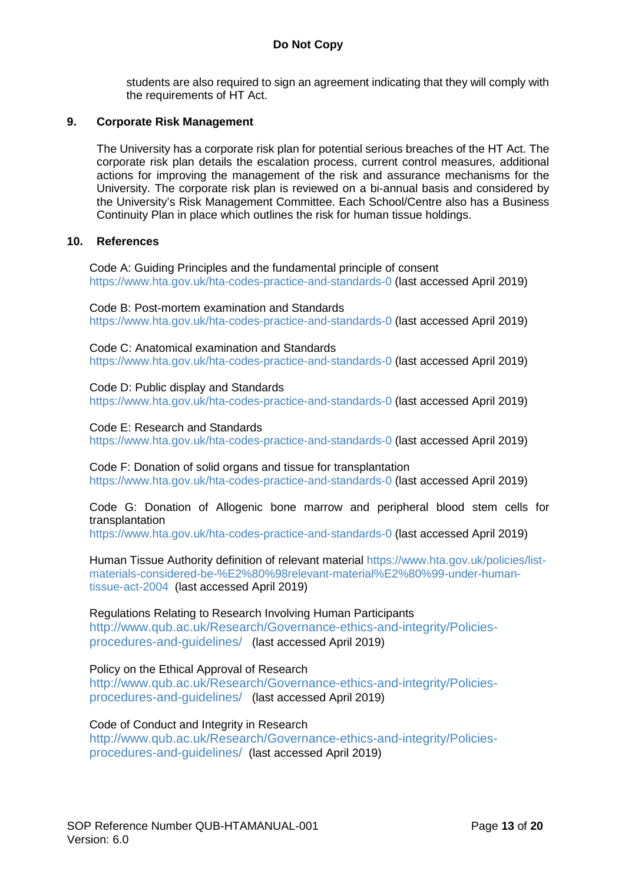students are also required to sign an agreement indicating that they will comply with the requirements of HT Act.

## 9. Corporate Risk Management

The University has a corporate risk plan for potential serious breaches of the HT Act. The corporate risk plan details the escalation process, current control measures, additional actions for improving the management of the risk and assurance mechanisms for the University. The corporate risk plan is reviewed on a bi-annual basis and considered by the University's Risk Management Committee. Each School/Centre also has a Business Continuity Plan in place which outlines the risk for human tissue holdings.

## 10. References

Code A: Guiding Principles and the fundamental principle of consent
https://www.hta.gov.uk/hta-codes-practice-and-standards-0 (last accessed April 2019)

Code B: Post-mortem examination and Standards
https://www.hta.gov.uk/hta-codes-practice-and-standards-0 (last accessed April 2019)

Code C: Anatomical examination and Standards
https://www.hta.gov.uk/hta-codes-practice-and-standards-0 (last accessed April 2019)

Code D: Public display and Standards
https://www.hta.gov.uk/hta-codes-practice-and-standards-0 (last accessed April 2019)

Code E: Research and Standards
https://www.hta.gov.uk/hta-codes-practice-and-standards-0 (last accessed April 2019)

Code F: Donation of solid organs and tissue for transplantation
https://www.hta.gov.uk/hta-codes-practice-and-standards-0 (last accessed April 2019)

Code G: Donation of Allogenic bone marrow and peripheral blood stem cells for transplantation
https://www.hta.gov.uk/hta-codes-practice-and-standards-0 (last accessed April 2019)

Human Tissue Authority definition of relevant material https://www.hta.gov.uk/policies/list-materials-considered-be-%E2%80%98relevant-material%E2%80%99-under-human-tissue-act-2004 (last accessed April 2019)

Regulations Relating to Research Involving Human Participants
http://www.qub.ac.uk/Research/Governance-ethics-and-integrity/Policies-procedures-and-guidelines/ (last accessed April 2019)

Policy on the Ethical Approval of Research
http://www.qub.ac.uk/Research/Governance-ethics-and-integrity/Policies-procedures-and-guidelines/ (last accessed April 2019)

Code of Conduct and Integrity in Research
http://www.qub.ac.uk/Research/Governance-ethics-and-integrity/Policies-procedures-and-guidelines/ (last accessed April 2019)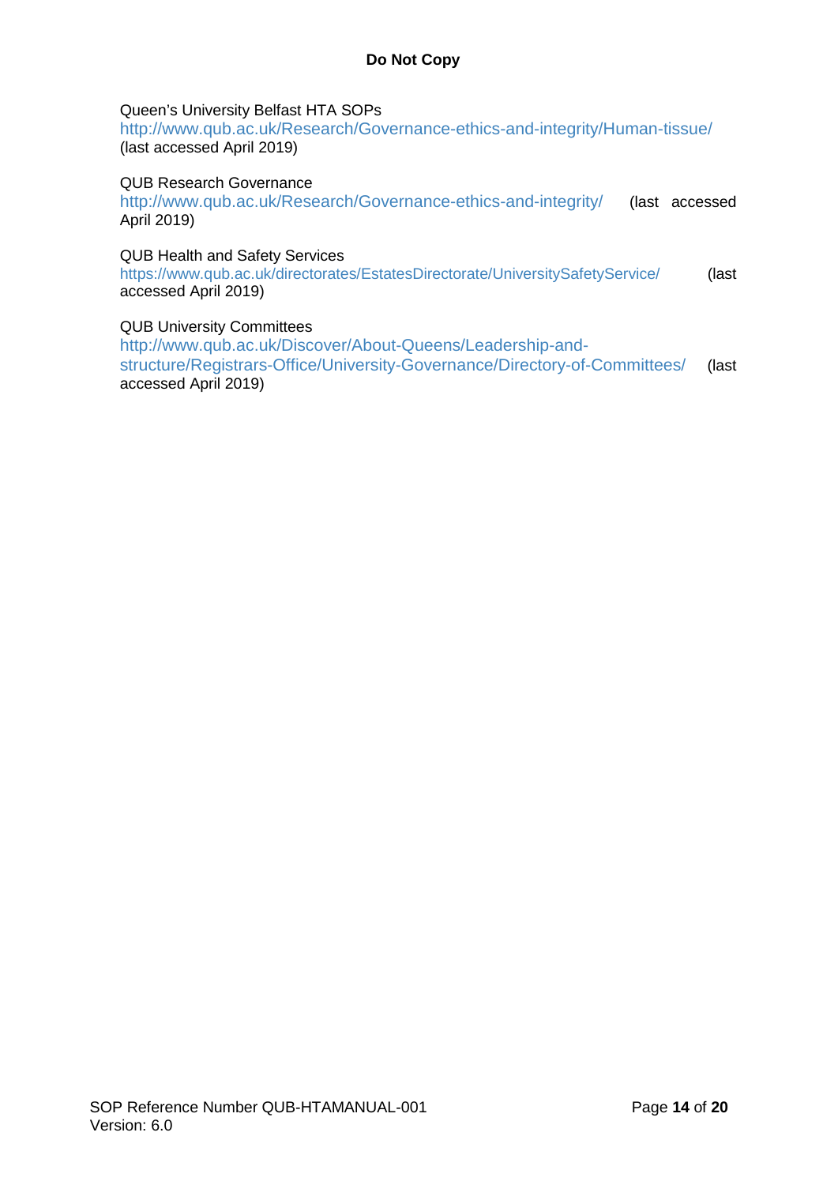Queen's University Belfast HTA SOPs
http://www.qub.ac.uk/Research/Governance-ethics-and-integrity/Human-tissue/
(last accessed April 2019)

QUB Research Governance
http://www.qub.ac.uk/Research/Governance-ethics-and-integrity/ (last accessed April 2019)

QUB Health and Safety Services
https://www.qub.ac.uk/directorates/EstatesDirectorate/UniversitySafetyService/ (last accessed April 2019)

QUB University Committees
http://www.qub.ac.uk/Discover/About-Queens/Leadership-and-structure/Registrars-Office/University-Governance/Directory-of-Committees/ (last accessed April 2019)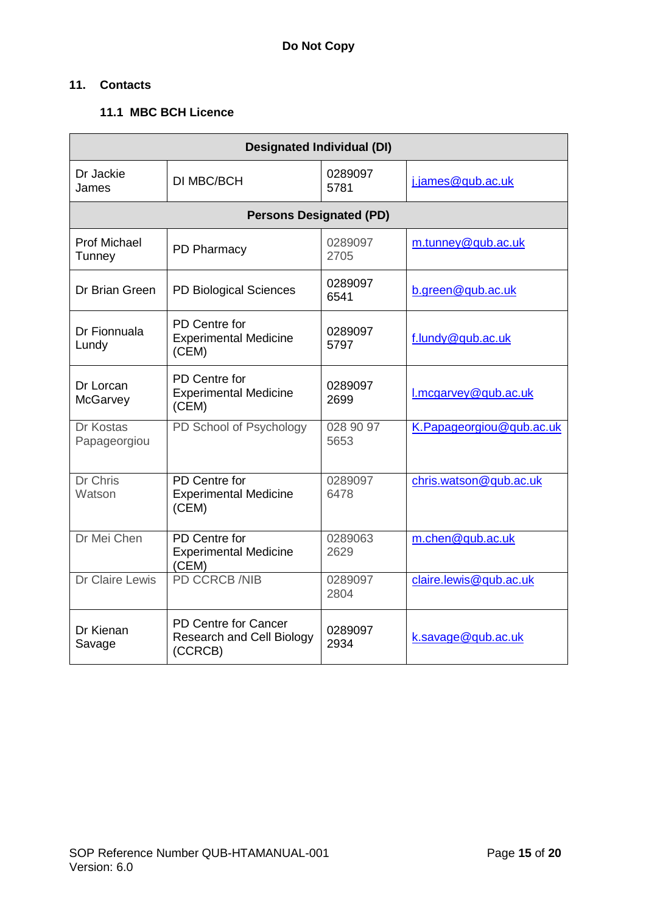**Do Not Copy**

## 11. Contacts

### 11.1 MBC BCH Licence

| Designated Individual (DI) | | | |
|---|---|---|---|
| Dr Jackie James | DI MBC/BCH | 0289097 5781 | j.james@qub.ac.uk |
| **Persons Designated (PD)** | | | |
| Prof Michael Tunney | PD Pharmacy | 0289097 2705 | m.tunney@qub.ac.uk |
| Dr Brian Green | PD Biological Sciences | 0289097 6541 | b.green@qub.ac.uk |
| Dr Fionnuala Lundy | PD Centre for Experimental Medicine (CEM) | 0289097 5797 | f.lundy@qub.ac.uk |
| Dr Lorcan McGarvey | PD Centre for Experimental Medicine (CEM) | 0289097 2699 | l.mcgarvey@qub.ac.uk |
| Dr Kostas Papageorgiou | PD School of Psychology | 028 90 97 5653 | K.Papageorgiou@qub.ac.uk |
| Dr Chris Watson | PD Centre for Experimental Medicine (CEM) | 0289097 6478 | chris.watson@qub.ac.uk |
| Dr Mei Chen | PD Centre for Experimental Medicine (CEM) | 0289063 2629 | m.chen@qub.ac.uk |
| Dr Claire Lewis | PD CCRCB /NIB | 0289097 2804 | claire.lewis@qub.ac.uk |
| Dr Kienan Savage | PD Centre for Cancer Research and Cell Biology (CCRCB) | 0289097 2934 | k.savage@qub.ac.uk |

SOP Reference Number QUB-HTAMANUAL-001
Version: 6.0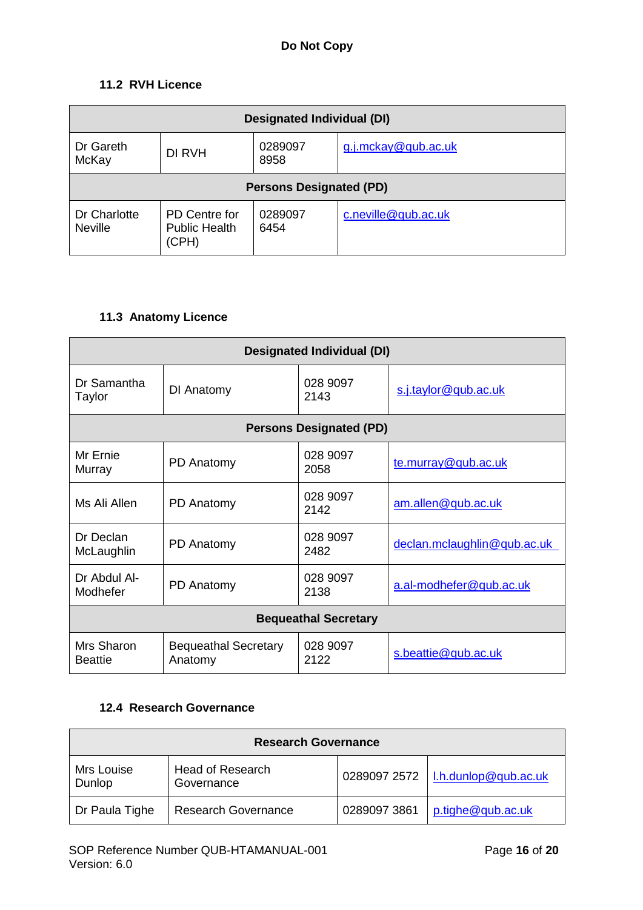**Do Not Copy**

### 11.2 RVH Licence

| Designated Individual (DI) | | | |
|---|---|---|---|
| Dr Gareth McKay | DI RVH | 0289097 8958 | g.j.mckay@qub.ac.uk |
| **Persons Designated (PD)** | | | |
| Dr Charlotte Neville | PD Centre for Public Health (CPH) | 0289097 6454 | c.neville@qub.ac.uk |

### 11.3 Anatomy Licence

| Designated Individual (DI) | | | |
|---|---|---|---|
| Dr Samantha Taylor | DI Anatomy | 028 9097 2143 | s.j.taylor@qub.ac.uk |
| **Persons Designated (PD)** | | | |
| Mr Ernie Murray | PD Anatomy | 028 9097 2058 | te.murray@qub.ac.uk |
| Ms Ali Allen | PD Anatomy | 028 9097 2142 | am.allen@qub.ac.uk |
| Dr Declan McLaughlin | PD Anatomy | 028 9097 2482 | declan.mclaughlin@qub.ac.uk |
| Dr Abdul Al-Modhefer | PD Anatomy | 028 9097 2138 | a.al-modhefer@qub.ac.uk |
| **Bequeathal Secretary** | | | |
| Mrs Sharon Beattie | Bequeathal Secretary Anatomy | 028 9097 2122 | s.beattie@qub.ac.uk |

### 12.4 Research Governance

| Research Governance | | | |
|---|---|---|---|
| Mrs Louise Dunlop | Head of Research Governance | 0289097 2572 | l.h.dunlop@qub.ac.uk |
| Dr Paula Tighe | Research Governance | 0289097 3861 | p.tighe@qub.ac.uk |

SOP Reference Number QUB-HTAMANUAL-001
Version: 6.0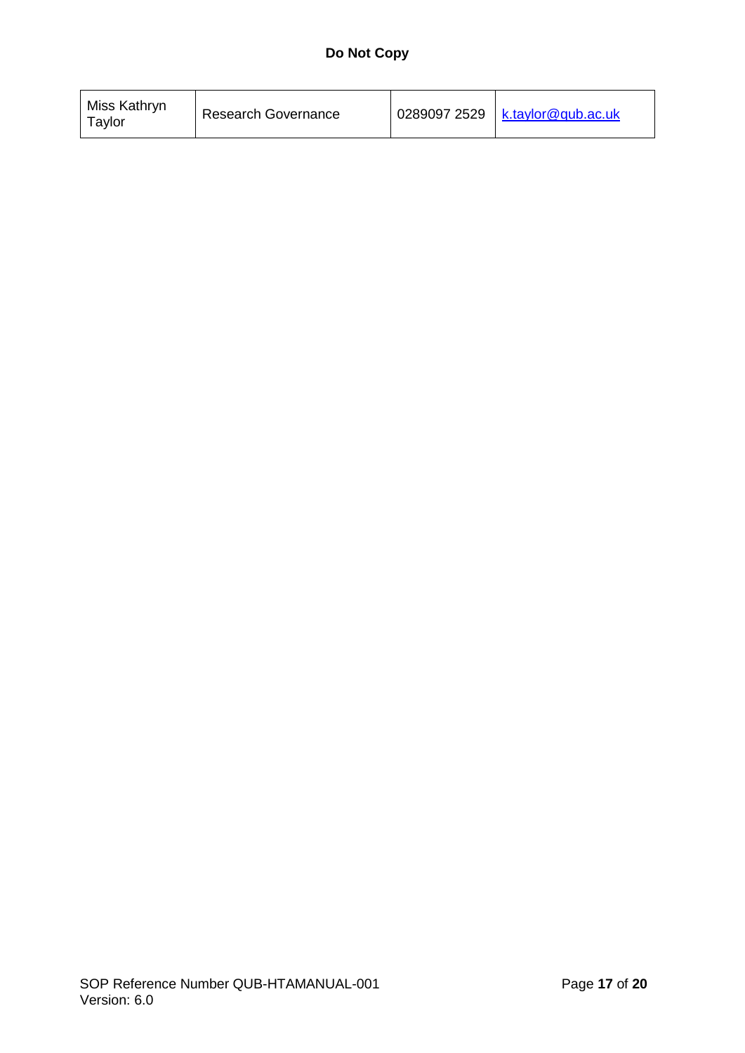| Miss Kathryn Taylor | Research Governance | 0289097 2529 | k.taylor@qub.ac.uk |
|---|---|---|---|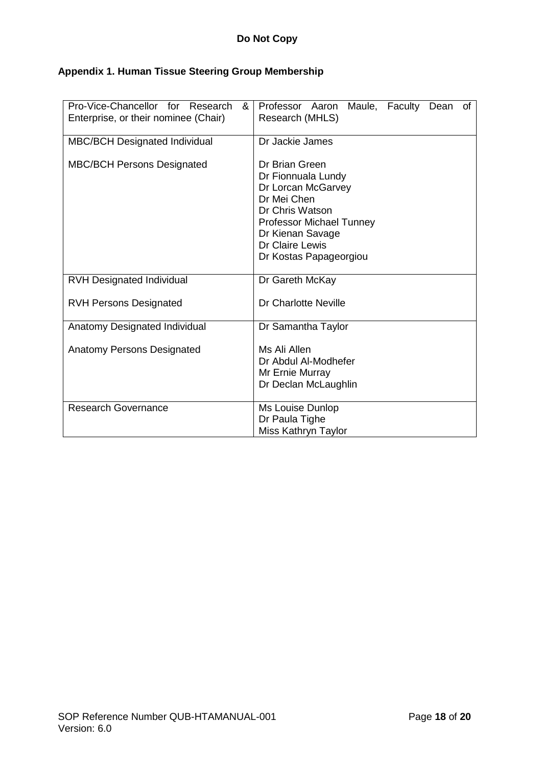**Do Not Copy**

## Appendix 1. Human Tissue Steering Group Membership

| | |
|---|---|
| Pro-Vice-Chancellor for Research & Enterprise, or their nominee (Chair) | Professor Aaron Maule, Faculty Dean of Research (MHLS) |
| MBC/BCH Designated Individual<br><br>MBC/BCH Persons Designated | Dr Jackie James<br><br>Dr Brian Green<br>Dr Fionnuala Lundy<br>Dr Lorcan McGarvey<br>Dr Mei Chen<br>Dr Chris Watson<br>Professor Michael Tunney<br>Dr Kienan Savage<br>Dr Claire Lewis<br>Dr Kostas Papageorgiou |
| RVH Designated Individual<br><br>RVH Persons Designated | Dr Gareth McKay<br><br>Dr Charlotte Neville |
| Anatomy Designated Individual<br><br>Anatomy Persons Designated | Dr Samantha Taylor<br><br>Ms Ali Allen<br>Dr Abdul Al-Modhefer<br>Mr Ernie Murray<br>Dr Declan McLaughlin |
| Research Governance | Ms Louise Dunlop<br>Dr Paula Tighe<br>Miss Kathryn Taylor |

SOP Reference Number QUB-HTAMANUAL-001
Version: 6.0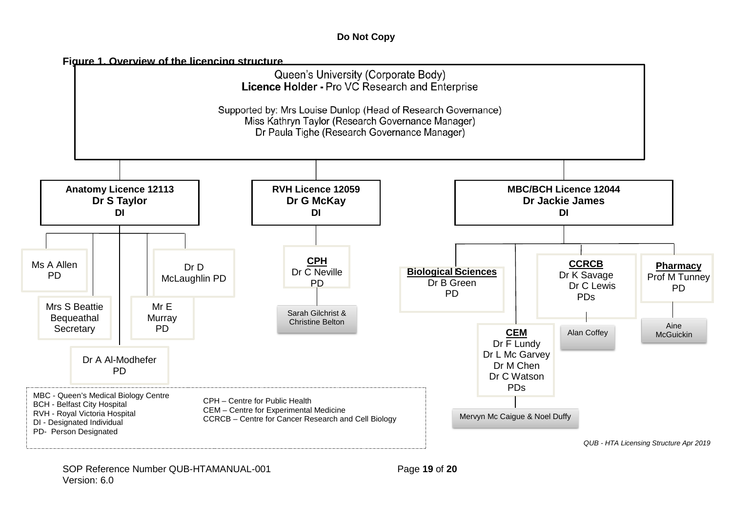**Do Not Copy**

**Figure 1. Overview of the licencing structure**

Queen's University (Corporate Body)
**Licence Holder -** Pro VC Research and Enterprise

Supported by: Mrs Louise Dunlop (Head of Research Governance)
Miss Kathryn Taylor (Research Governance Manager)
Dr Paula Tighe (Research Governance Manager)

- **Anatomy Licence 12113**
  **Dr S Taylor**
  **DI**
  - Ms A Allen PD
  - Mrs S Beattie Bequeathal Secretary
  - Dr A Al-Modhefer PD
  - Mr E Murray PD
  - Dr D McLaughlin PD
- **RVH Licence 12059**
  **Dr G McKay**
  **DI**
  - **CPH** Dr C Neville PD
    - Sarah Gilchrist & Christine Belton
- **MBC/BCH Licence 12044**
  **Dr Jackie James**
  **DI**
  - **Biological Sciences** Dr B Green PD
  - **CEM** Dr F Lundy, Dr L Mc Garvey, Dr M Chen, Dr C Watson PDs
    - Mervyn Mc Caigue & Noel Duffy
  - **CCRCB** Dr K Savage, Dr C Lewis PDs
    - Alan Coffey
  - **Pharmacy** Prof M Tunney PD
    - Aine McGuickin

MBC - Queen's Medical Biology Centre
BCH - Belfast City Hospital
RVH - Royal Victoria Hospital
DI - Designated Individual
PD- Person Designated
CPH – Centre for Public Health
CEM – Centre for Experimental Medicine
CCRCB – Centre for Cancer Research and Cell Biology

*QUB - HTA Licensing Structure Apr 2019*

SOP Reference Number QUB-HTAMANUAL-001
Version: 6.0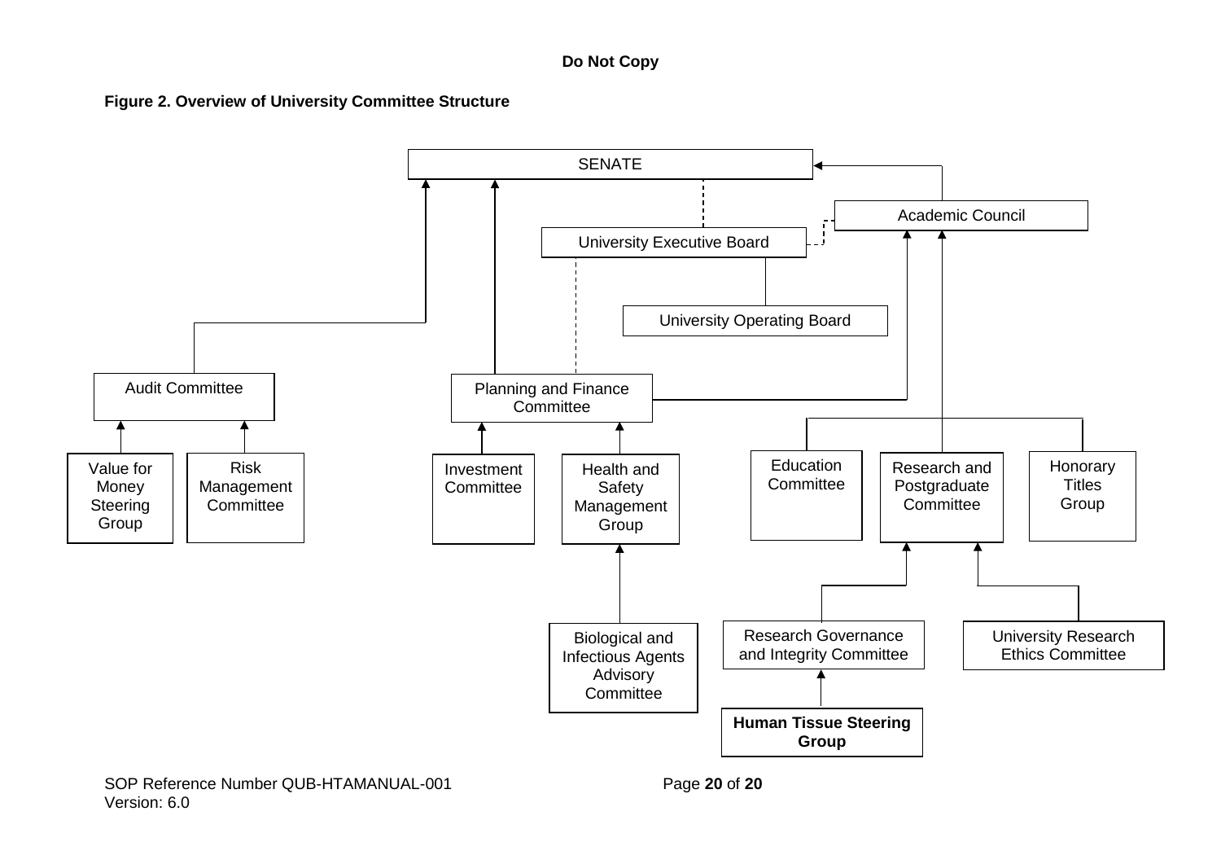**Do Not Copy**

**Figure 2. Overview of University Committee Structure**

SENATE

Academic Council

University Executive Board

University Operating Board

Audit Committee

Planning and Finance Committee

Value for Money Steering Group

Risk Management Committee

Investment Committee

Health and Safety Management Group

Education Committee

Research and Postgraduate Committee

Honorary Titles Group

Biological and Infectious Agents Advisory Committee

Research Governance and Integrity Committee

University Research Ethics Committee

**Human Tissue Steering Group**

SOP Reference Number QUB-HTAMANUAL-001
Version: 6.0